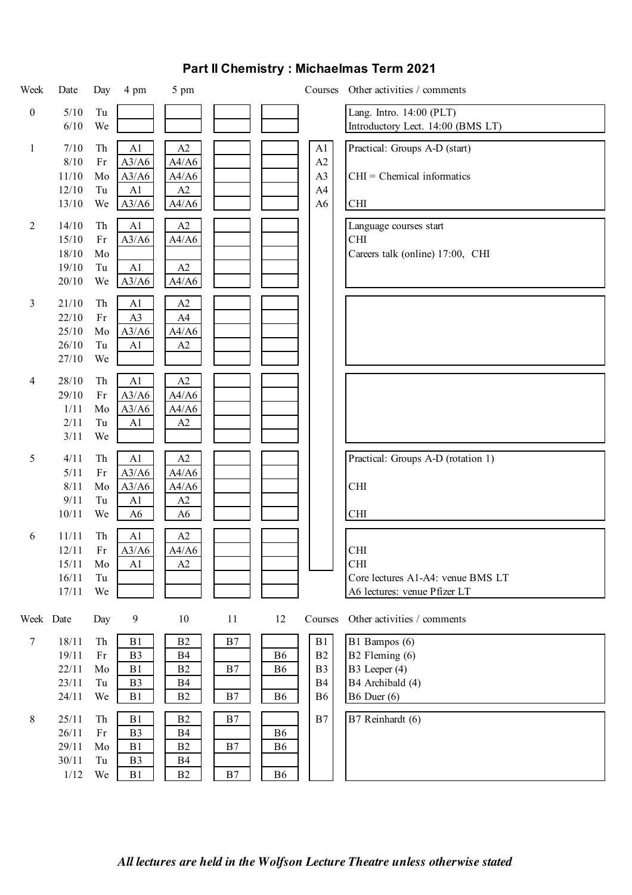# Part II Chemistry : Michaelmas Term 2021

| Week | Date | Day | 4 pm | 5 pm | | | Courses | Other activities / comments |
|---|---|---|---|---|---|---|---|---|
| 0 | 5/10 | Tu | | | | | | Lang. Intro. 14:00 (PLT) |
| | 6/10 | We | | | | | | Introductory Lect. 14:00 (BMS LT) |
| 1 | 7/10 | Th | A1 | A2 | | | A1 | Practical: Groups A-D (start) |
| | 8/10 | Fr | A3/A6 | A4/A6 | | | A2 | |
| | 11/10 | Mo | A3/A6 | A4/A6 | | | A3 | CHI = Chemical informatics |
| | 12/10 | Tu | A1 | A2 | | | A4 | |
| | 13/10 | We | A3/A6 | A4/A6 | | | A6 | CHI |
| 2 | 14/10 | Th | A1 | A2 | | | | Language courses start |
| | 15/10 | Fr | A3/A6 | A4/A6 | | | | CHI |
| | 18/10 | Mo | | | | | | Careers talk (online) 17:00, CHI |
| | 19/10 | Tu | A1 | A2 | | | | |
| | 20/10 | We | A3/A6 | A4/A6 | | | | |
| 3 | 21/10 | Th | A1 | A2 | | | | |
| | 22/10 | Fr | A3 | A4 | | | | |
| | 25/10 | Mo | A3/A6 | A4/A6 | | | | |
| | 26/10 | Tu | A1 | A2 | | | | |
| | 27/10 | We | | | | | | |
| 4 | 28/10 | Th | A1 | A2 | | | | |
| | 29/10 | Fr | A3/A6 | A4/A6 | | | | |
| | 1/11 | Mo | A3/A6 | A4/A6 | | | | |
| | 2/11 | Tu | A1 | A2 | | | | |
| | 3/11 | We | | | | | | |
| 5 | 4/11 | Th | A1 | A2 | | | | Practical: Groups A-D (rotation 1) |
| | 5/11 | Fr | A3/A6 | A4/A6 | | | | |
| | 8/11 | Mo | A3/A6 | A4/A6 | | | | CHI |
| | 9/11 | Tu | A1 | A2 | | | | |
| | 10/11 | We | A6 | A6 | | | | CHI |
| 6 | 11/11 | Th | A1 | A2 | | | | |
| | 12/11 | Fr | A3/A6 | A4/A6 | | | | CHI |
| | 15/11 | Mo | A1 | A2 | | | | CHI |
| | 16/11 | Tu | | | | | | Core lectures A1-A4: venue BMS LT |
| | 17/11 | We | | | | | | A6 lectures: venue Pfizer LT |

| Week | Date | Day | 9 | 10 | 11 | 12 | Courses | Other activities / comments |
|---|---|---|---|---|---|---|---|---|
| 7 | 18/11 | Th | B1 | B2 | B7 | | B1 | B1 Bampos (6) |
| | 19/11 | Fr | B3 | B4 | | B6 | B2 | B2 Fleming (6) |
| | 22/11 | Mo | B1 | B2 | B7 | B6 | B3 | B3 Leeper (4) |
| | 23/11 | Tu | B3 | B4 | | | B4 | B4 Archibald (4) |
| | 24/11 | We | B1 | B2 | B7 | B6 | B6 | B6 Duer (6) |
| 8 | 25/11 | Th | B1 | B2 | B7 | | B7 | B7 Reinhardt (6) |
| | 26/11 | Fr | B3 | B4 | | B6 | | |
| | 29/11 | Mo | B1 | B2 | B7 | B6 | | |
| | 30/11 | Tu | B3 | B4 | | | | |
| | 1/12 | We | B1 | B2 | B7 | B6 | | |

***All lectures are held in the Wolfson Lecture Theatre unless otherwise stated***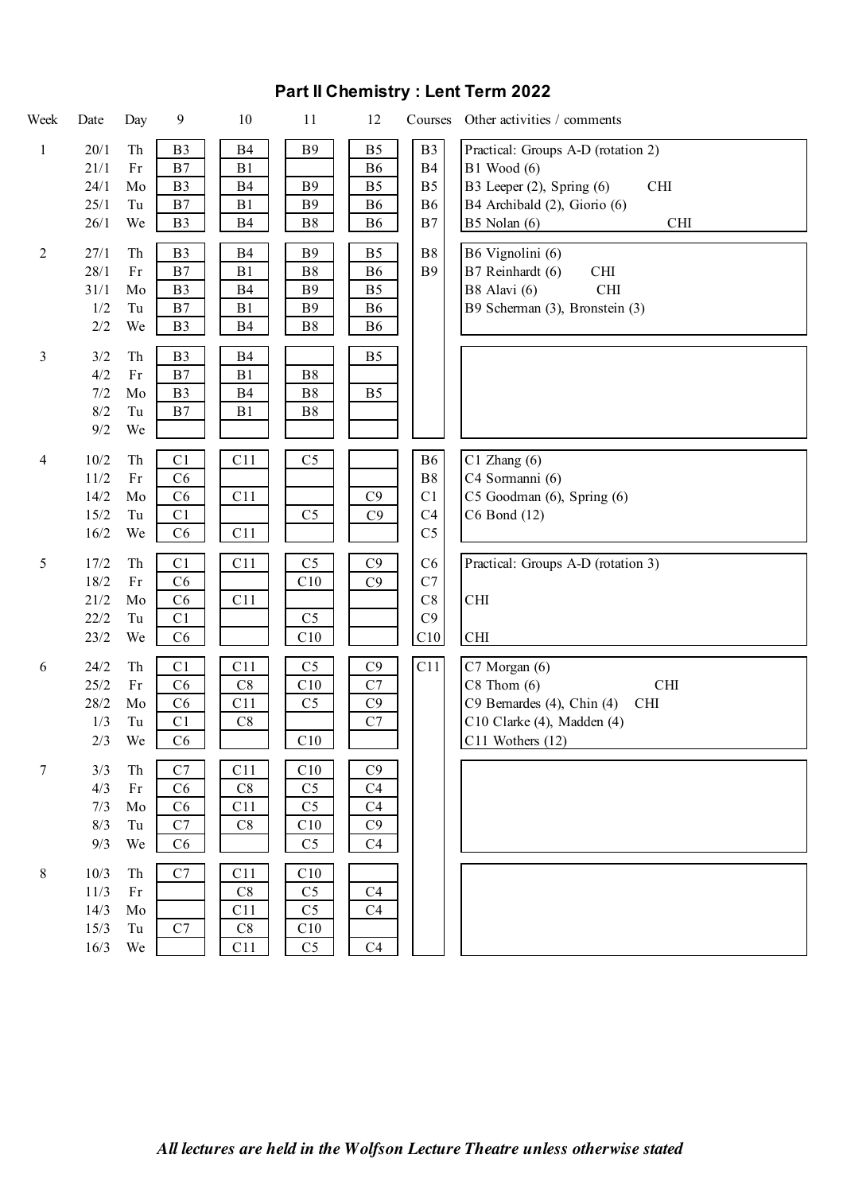# Part II Chemistry : Lent Term 2022

| Week | Date | Day | 9 | 10 | 11 | 12 | Courses | Other activities / comments |
|---|---|---|---|---|---|---|---|---|
| 1 | 20/1 | Th | B3 | B4 | B9 | B5 | B3 | Practical: Groups A-D (rotation 2) |
| | 21/1 | Fr | B7 | B1 | | B6 | B4 | B1 Wood (6) |
| | 24/1 | Mo | B3 | B4 | B9 | B5 | B5 | B3 Leeper (2), Spring (6) CHI |
| | 25/1 | Tu | B7 | B1 | B9 | B6 | B6 | B4 Archibald (2), Giorio (6) |
| | 26/1 | We | B3 | B4 | B8 | B6 | B7 | B5 Nolan (6) CHI |
| 2 | 27/1 | Th | B3 | B4 | B9 | B5 | B8 | B6 Vignolini (6) |
| | 28/1 | Fr | B7 | B1 | B8 | B6 | B9 | B7 Reinhardt (6) CHI |
| | 31/1 | Mo | B3 | B4 | B9 | B5 | | B8 Alavi (6) CHI |
| | 1/2 | Tu | B7 | B1 | B9 | B6 | | B9 Scherman (3), Bronstein (3) |
| | 2/2 | We | B3 | B4 | B8 | B6 | | |
| 3 | 3/2 | Th | B3 | B4 | | B5 | | |
| | 4/2 | Fr | B7 | B1 | B8 | | | |
| | 7/2 | Mo | B3 | B4 | B8 | B5 | | |
| | 8/2 | Tu | B7 | B1 | B8 | | | |
| | 9/2 | We | | | | | | |
| 4 | 10/2 | Th | C1 | C11 | C5 | | B6 | C1 Zhang (6) |
| | 11/2 | Fr | C6 | | | | B8 | C4 Sormanni (6) |
| | 14/2 | Mo | C6 | C11 | | C9 | C1 | C5 Goodman (6), Spring (6) |
| | 15/2 | Tu | C1 | | C5 | C9 | C4 | C6 Bond (12) |
| | 16/2 | We | C6 | C11 | | | C5 | |
| 5 | 17/2 | Th | C1 | C11 | C5 | C9 | C6 | Practical: Groups A-D (rotation 3) |
| | 18/2 | Fr | C6 | | C10 | C9 | C7 | |
| | 21/2 | Mo | C6 | C11 | | | C8 | CHI |
| | 22/2 | Tu | C1 | | C5 | | C9 | |
| | 23/2 | We | C6 | | C10 | | C10 | CHI |
| 6 | 24/2 | Th | C1 | C11 | C5 | C9 | C11 | C7 Morgan (6) |
| | 25/2 | Fr | C6 | C8 | C10 | C7 | | C8 Thom (6) CHI |
| | 28/2 | Mo | C6 | C11 | C5 | C9 | | C9 Bernardes (4), Chin (4) CHI |
| | 1/3 | Tu | C1 | C8 | | C7 | | C10 Clarke (4), Madden (4) |
| | 2/3 | We | C6 | | C10 | | | C11 Wothers (12) |
| 7 | 3/3 | Th | C7 | C11 | C10 | C9 | | |
| | 4/3 | Fr | C6 | C8 | C5 | C4 | | |
| | 7/3 | Mo | C6 | C11 | C5 | C4 | | |
| | 8/3 | Tu | C7 | C8 | C10 | C9 | | |
| | 9/3 | We | C6 | | C5 | C4 | | |
| 8 | 10/3 | Th | C7 | C11 | C10 | | | |
| | 11/3 | Fr | | C8 | C5 | C4 | | |
| | 14/3 | Mo | | C11 | C5 | C4 | | |
| | 15/3 | Tu | C7 | C8 | C10 | | | |
| | 16/3 | We | | C11 | C5 | C4 | | |

*All lectures are held in the Wolfson Lecture Theatre unless otherwise stated*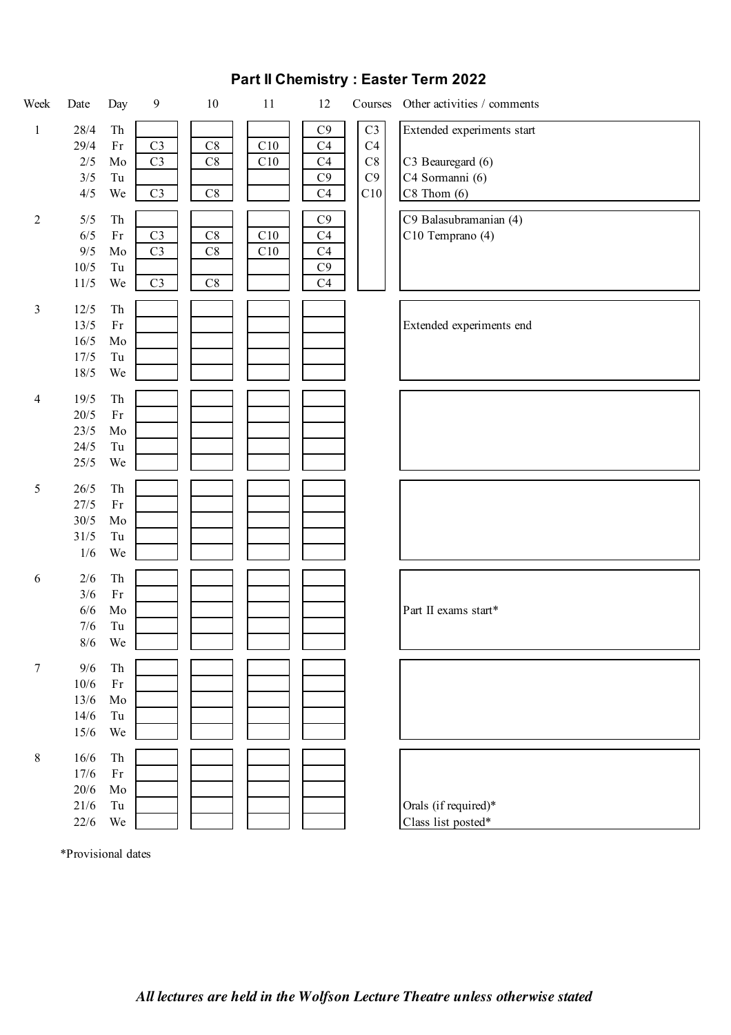# Part II Chemistry : Easter Term 2022

| Week | Date | Day | 9 | 10 | 11 | 12 | Courses | Other activities / comments |
|---|---|---|---|---|---|---|---|---|
| 1 | 28/4 | Th | | | | C9 | C3 | Extended experiments start |
| | 29/4 | Fr | C3 | C8 | C10 | C4 | C4 | |
| | 2/5 | Mo | C3 | C8 | C10 | C4 | C8 | C3 Beauregard (6) |
| | 3/5 | Tu | | | | C9 | C9 | C4 Sormanni (6) |
| | 4/5 | We | C3 | C8 | | C4 | C10 | C8 Thom (6) |
| 2 | 5/5 | Th | | | | C9 | | C9 Balasubramanian (4) |
| | 6/5 | Fr | C3 | C8 | C10 | C4 | | C10 Temprano (4) |
| | 9/5 | Mo | C3 | C8 | C10 | C4 | | |
| | 10/5 | Tu | | | | C9 | | |
| | 11/5 | We | C3 | C8 | | C4 | | |
| 3 | 12/5 | Th | | | | | | |
| | 13/5 | Fr | | | | | | Extended experiments end |
| | 16/5 | Mo | | | | | | |
| | 17/5 | Tu | | | | | | |
| | 18/5 | We | | | | | | |
| 4 | 19/5 | Th | | | | | | |
| | 20/5 | Fr | | | | | | |
| | 23/5 | Mo | | | | | | |
| | 24/5 | Tu | | | | | | |
| | 25/5 | We | | | | | | |
| 5 | 26/5 | Th | | | | | | |
| | 27/5 | Fr | | | | | | |
| | 30/5 | Mo | | | | | | |
| | 31/5 | Tu | | | | | | |
| | 1/6 | We | | | | | | |
| 6 | 2/6 | Th | | | | | | |
| | 3/6 | Fr | | | | | | |
| | 6/6 | Mo | | | | | | Part II exams start* |
| | 7/6 | Tu | | | | | | |
| | 8/6 | We | | | | | | |
| 7 | 9/6 | Th | | | | | | |
| | 10/6 | Fr | | | | | | |
| | 13/6 | Mo | | | | | | |
| | 14/6 | Tu | | | | | | |
| | 15/6 | We | | | | | | |
| 8 | 16/6 | Th | | | | | | |
| | 17/6 | Fr | | | | | | |
| | 20/6 | Mo | | | | | | |
| | 21/6 | Tu | | | | | | Orals (if required)* |
| | 22/6 | We | | | | | | Class list posted* |

*Provisional dates

***All lectures are held in the Wolfson Lecture Theatre unless otherwise stated***